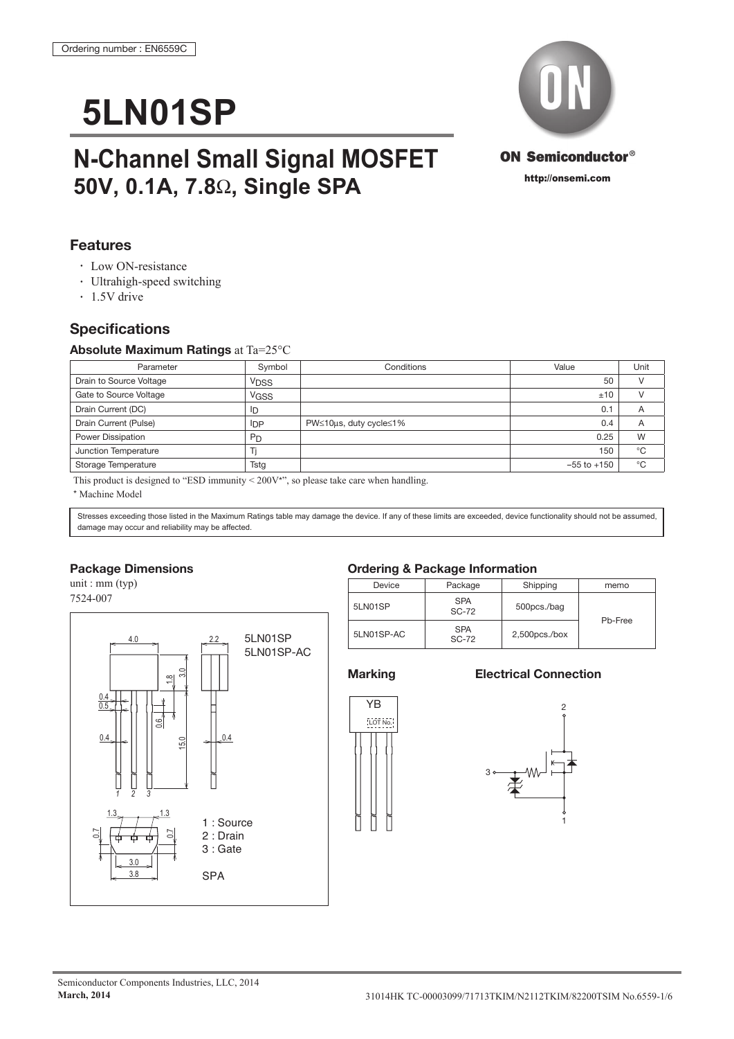Ordering number : EN6559C

# 5LN01SP

## N-Channel Small Signal MOSFET
## 50V, 0.1A, 7.8Ω, Single SPA

ON Semiconductor®

http://onsemi.com

## Features

- Low ON-resistance
- Ultrahigh-speed switching
- 1.5V drive

## Specifications

### Absolute Maximum Ratings at Ta=25°C

| Parameter | Symbol | Conditions | Value | Unit |
|---|---|---|---|---|
| Drain to Source Voltage | $V_{DSS}$ | | 50 | V |
| Gate to Source Voltage | $V_{GSS}$ | | ±10 | V |
| Drain Current (DC) | $I_D$ | | 0.1 | A |
| Drain Current (Pulse) | $I_{DP}$ | PW≤10μs, duty cycle≤1% | 0.4 | A |
| Power Dissipation | $P_D$ | | 0.25 | W |
| Junction Temperature | Tj | | 150 | °C |
| Storage Temperature | Tstg | | −55 to +150 | °C |

This product is designed to "ESD immunity < 200V*", so please take care when handling.

\* Machine Model

Stresses exceeding those listed in the Maximum Ratings table may damage the device. If any of these limits are exceeded, device functionality should not be assumed, damage may occur and reliability may be affected.

### Package Dimensions

unit : mm (typ)

7524-007

5LN01SP
5LN01SP-AC

1 : Source
2 : Drain
3 : Gate

SPA

### Ordering & Package Information

| Device | Package | Shipping | memo |
|---|---|---|---|
| 5LN01SP | SPA SC-72 | 500pcs./bag | Pb-Free |
| 5LN01SP-AC | SPA SC-72 | 2,500pcs./box | |

### Marking

YB
LOT No.

### Electrical Connection

Semiconductor Components Industries, LLC, 2014

**March, 2014**

31014HK TC-00003099/71713TKIM/N2112TKIM/82200TSIM No.6559-1/6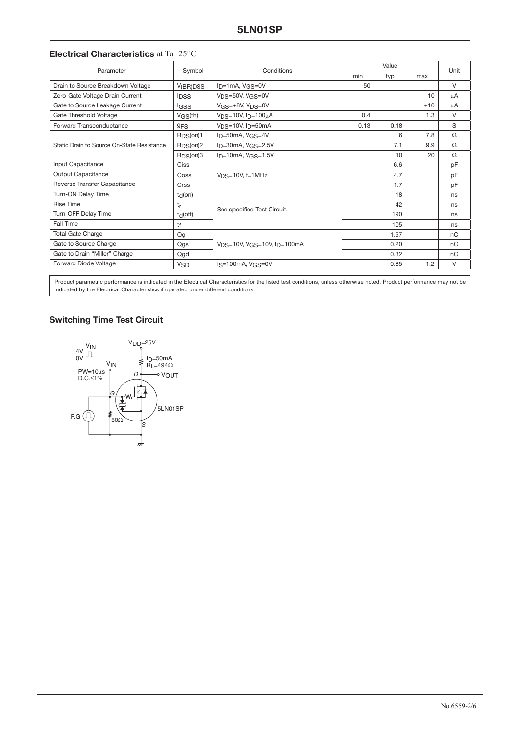## Electrical Characteristics at Ta=25°C

| Parameter | Symbol | Conditions | Value | | | Unit |
|---|---|---|---|---|---|---|
| | | | min | typ | max | |
| Drain to Source Breakdown Voltage | $V_{(BR)DSS}$ | $I_D$=1mA, $V_{GS}$=0V | 50 | | | V |
| Zero-Gate Voltage Drain Current | $I_{DSS}$ | $V_{DS}$=50V, $V_{GS}$=0V | | | 10 | μA |
| Gate to Source Leakage Current | $I_{GSS}$ | $V_{GS}$=±8V, $V_{DS}$=0V | | | ±10 | μA |
| Gate Threshold Voltage | $V_{GS}(th)$ | $V_{DS}$=10V, $I_D$=100μA | 0.4 | | 1.3 | V |
| Forward Transconductance | $g_{FS}$ | $V_{DS}$=10V, $I_D$=50mA | 0.13 | 0.18 | | S |
| Static Drain to Source On-State Resistance | $R_{DS}(on)1$ | $I_D$=50mA, $V_{GS}$=4V | | 6 | 7.8 | Ω |
| | $R_{DS}(on)2$ | $I_D$=30mA, $V_{GS}$=2.5V | | 7.1 | 9.9 | Ω |
| | $R_{DS}(on)3$ | $I_D$=10mA, $V_{GS}$=1.5V | | 10 | 20 | Ω |
| Input Capacitance | Ciss | $V_{DS}$=10V, f=1MHz | | 6.6 | | pF |
| Output Capacitance | Coss | | | 4.7 | | pF |
| Reverse Transfer Capacitance | Crss | | | 1.7 | | pF |
| Turn-ON Delay Time | $t_d(on)$ | See specified Test Circuit. | | 18 | | ns |
| Rise Time | $t_r$ | | | 42 | | ns |
| Turn-OFF Delay Time | $t_d(off)$ | | | 190 | | ns |
| Fall Time | $t_f$ | | | 105 | | ns |
| Total Gate Charge | Qg | $V_{DS}$=10V, $V_{GS}$=10V, $I_D$=100mA | | 1.57 | | nC |
| Gate to Source Charge | Qgs | | | 0.20 | | nC |
| Gate to Drain "Miller" Charge | Qgd | | | 0.32 | | nC |
| Forward Diode Voltage | $V_{SD}$ | $I_S$=100mA, $V_{GS}$=0V | | 0.85 | 1.2 | V |

Product parametric performance is indicated in the Electrical Characteristics for the listed test conditions, unless otherwise noted. Product performance may not be indicated by the Electrical Characteristics if operated under different conditions.

## Switching Time Test Circuit

$V_{IN}$: 4V / 0V

$V_{IN}$

PW=10μs
D.C.≤1%

P.G

50Ω

$V_{DD}$=25V

$I_D$=50mA
$R_L$=494Ω

D — $V_{OUT}$

G

S

5LN01SP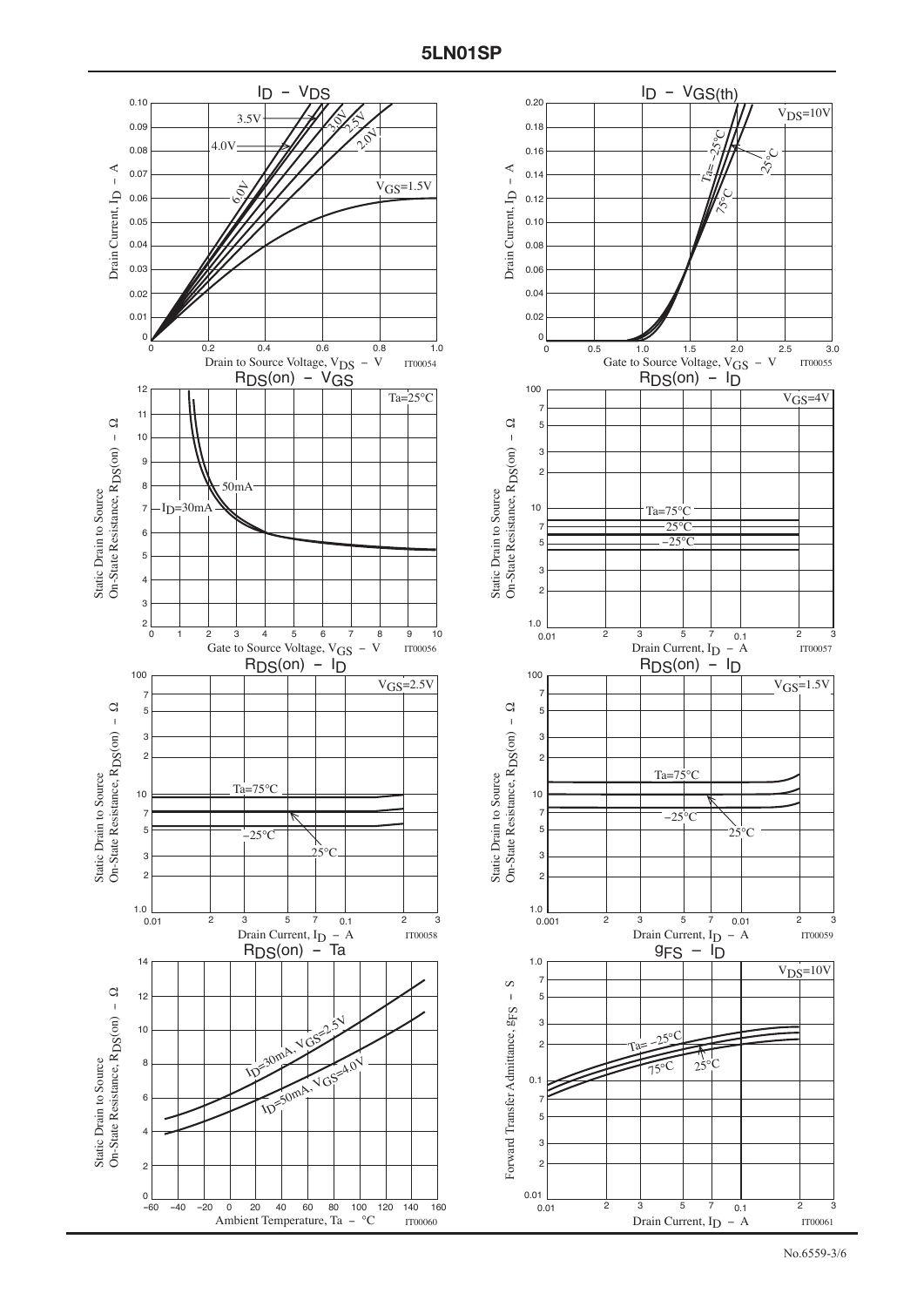## $I_D$ – $V_{DS}$

$V_{GS}$=1.5V, 2.0V, 2.5V, 3.0V, 3.5V, 4.0V, 6.0V

Drain Current, $I_D$ – A

Drain to Source Voltage, $V_{DS}$ – V

IT00054

## $I_D$ – $V_{GS(th)}$

$V_{DS}$=10V

Ta= −25°C, 25°C, 75°C

Drain Current, $I_D$ – A

Gate to Source Voltage, $V_{GS}$ – V

IT00055

## $R_{DS}(on)$ – $V_{GS}$

Ta=25°C

$I_D$=30mA, 50mA

Static Drain to Source On-State Resistance, $R_{DS}(on)$ – Ω

Gate to Source Voltage, $V_{GS}$ – V

IT00056

## $R_{DS}(on)$ – $I_D$

$V_{GS}$=4V

Ta=75°C, 25°C, −25°C

Static Drain to Source On-State Resistance, $R_{DS}(on)$ – Ω

Drain Current, $I_D$ – A

IT00057

## $R_{DS}(on)$ – $I_D$

$V_{GS}$=2.5V

Ta=75°C, 25°C, −25°C

Static Drain to Source On-State Resistance, $R_{DS}(on)$ – Ω

Drain Current, $I_D$ – A

IT00058

## $R_{DS}(on)$ – $I_D$

$V_{GS}$=1.5V

Ta=75°C, 25°C, −25°C

Static Drain to Source On-State Resistance, $R_{DS}(on)$ – Ω

Drain Current, $I_D$ – A

IT00059

## $R_{DS}(on)$ – Ta

$I_D$=30mA, $V_{GS}$=2.5V

$I_D$=50mA, $V_{GS}$=4.0V

Static Drain to Source On-State Resistance, $R_{DS}(on)$ – Ω

Ambient Temperature, Ta – °C

IT00060

## $g_{FS}$ – $I_D$

$V_{DS}$=10V

Ta= −25°C, 25°C, 75°C

Forward Transfer Admittance, $g_{FS}$ – S

Drain Current, $I_D$ – A

IT00061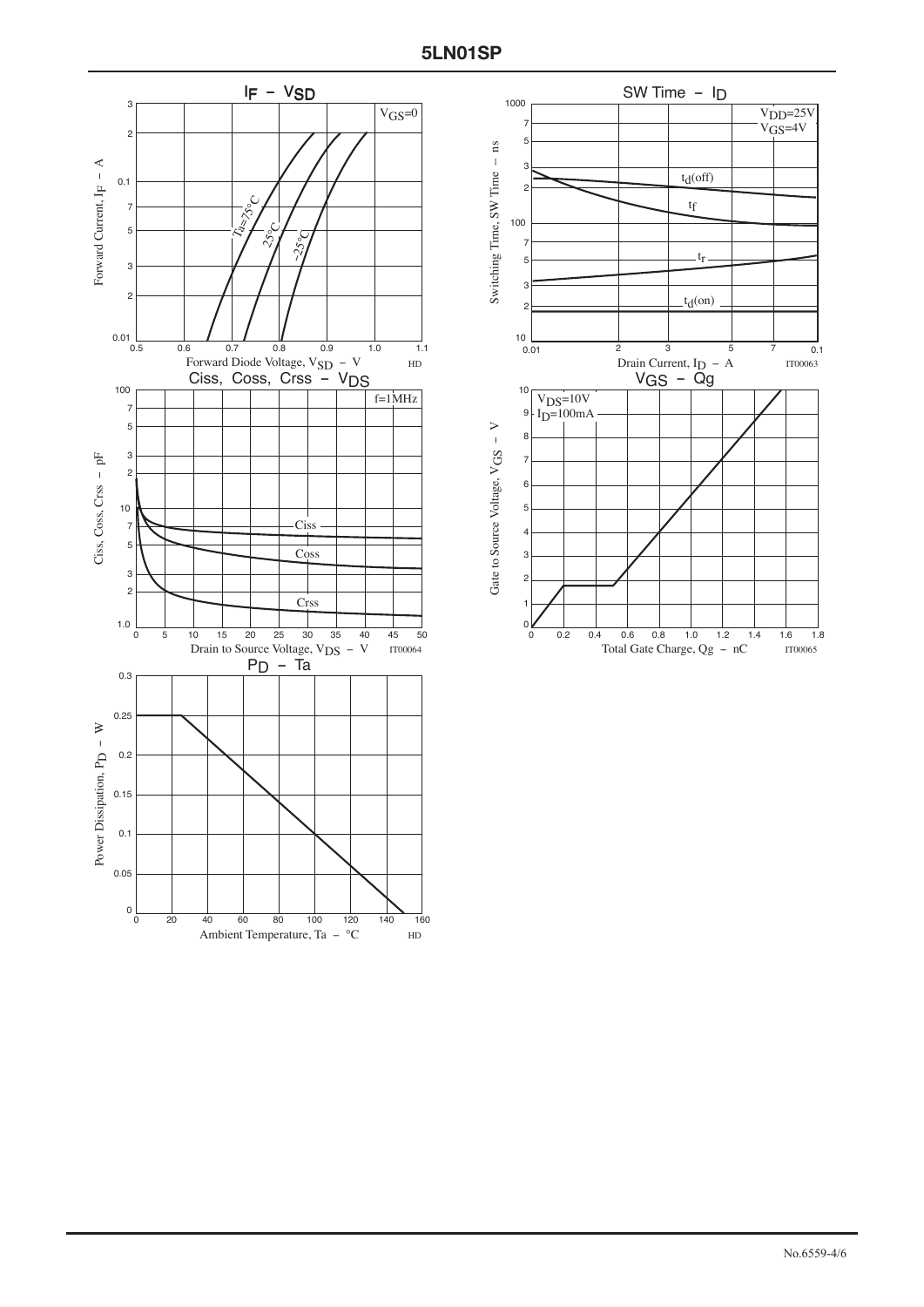## $I_F$ – $V_{SD}$

$V_{GS}$=0

Forward Current, $I_F$ – A

Forward Diode Voltage, $V_{SD}$ – V

Ta=75°C, 25°C, –25°C

## SW Time – $I_D$

$V_{DD}$=25V
$V_{GS}$=4V

Switching Time, SW Time – ns

Drain Current, $I_D$ – A

$t_d(off)$, $t_f$, $t_r$, $t_d(on)$

IT00063

## Ciss, Coss, Crss – $V_{DS}$

f=1MHz

Ciss, Coss, Crss – pF

Drain to Source Voltage, $V_{DS}$ – V

Ciss, Coss, Crss

IT00064

## $V_{GS}$ – Qg

$V_{DS}$=10V
$I_D$=100mA

Gate to Source Voltage, $V_{GS}$ – V

Total Gate Charge, Qg – nC

IT00065

## $P_D$ – Ta

Power Dissipation, $P_D$ – W

Ambient Temperature, Ta – °C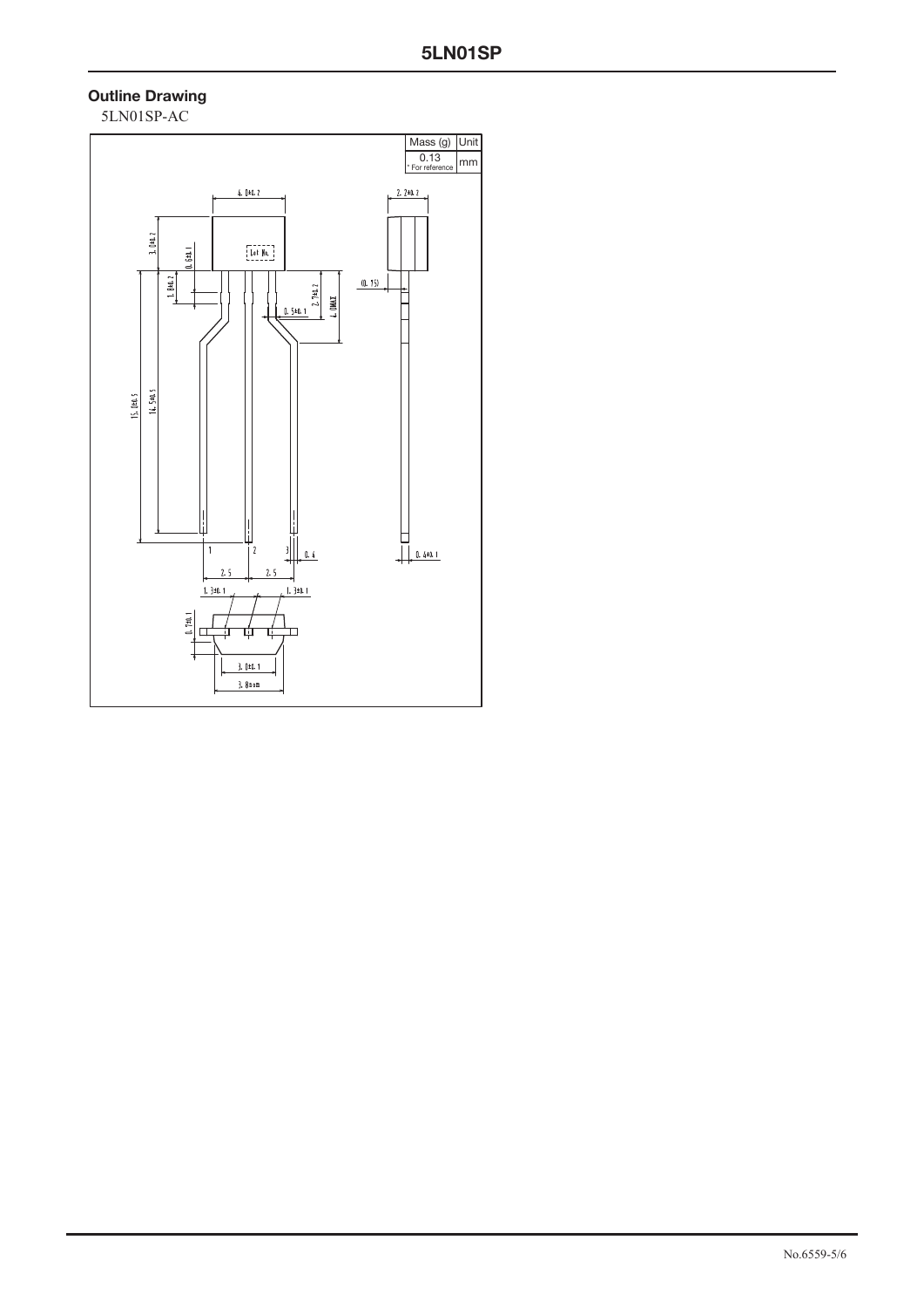## Outline Drawing

5LN01SP-AC

| Mass (g) | Unit |
|---|---|
| 0.13<br>* For reference | mm |

4.0±0.2

2.2±0.2

3.0±0.2

0.6±0.1

Lot No.

1.8±0.2

2.7±0.2

(0.15)

0.5±0.1

4.0MAX

15.0±0.5

14.5±0.5

1 2 3

0.4

0.4±0.1

2.5 2.5

1.3±0.1 1.3±0.1

0.7±0.1

3.0±0.1

3.8nom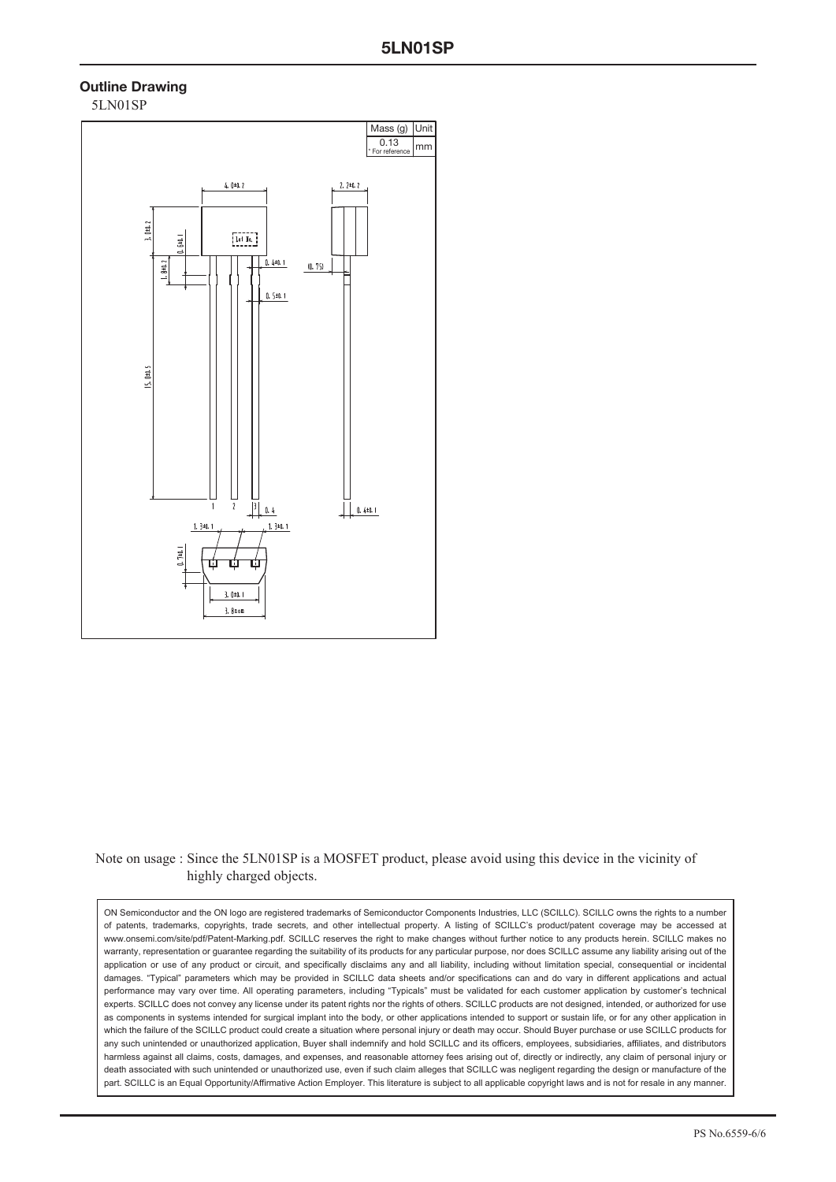## Outline Drawing

5LN01SP

| Mass (g) | Unit |
|---|---|
| 0.13<br>* For reference | mm |

4.0±0.2

2.2±0.2

3.0±0.2

0.6±0.1

1.8±0.2

Lot No.

0.4±0.1

(0.75)

0.5±0.1

15.0±0.5

1 2 3

0.4

0.4±0.1

1.3±0.1

1.3±0.1

0.7±0.1

3.0±0.1

3.8nom

Note on usage : Since the 5LN01SP is a MOSFET product, please avoid using this device in the vicinity of highly charged objects.

ON Semiconductor and the ON logo are registered trademarks of Semiconductor Components Industries, LLC (SCILLC). SCILLC owns the rights to a number of patents, trademarks, copyrights, trade secrets, and other intellectual property. A listing of SCILLC's product/patent coverage may be accessed at www.onsemi.com/site/pdf/Patent-Marking.pdf. SCILLC reserves the right to make changes without further notice to any products herein. SCILLC makes no warranty, representation or guarantee regarding the suitability of its products for any particular purpose, nor does SCILLC assume any liability arising out of the application or use of any product or circuit, and specifically disclaims any and all liability, including without limitation special, consequential or incidental damages. "Typical" parameters which may be provided in SCILLC data sheets and/or specifications can and do vary in different applications and actual performance may vary over time. All operating parameters, including "Typicals" must be validated for each customer application by customer's technical experts. SCILLC does not convey any license under its patent rights nor the rights of others. SCILLC products are not designed, intended, or authorized for use as components in systems intended for surgical implant into the body, or other applications intended to support or sustain life, or for any other application in which the failure of the SCILLC product could create a situation where personal injury or death may occur. Should Buyer purchase or use SCILLC products for any such unintended or unauthorized application, Buyer shall indemnify and hold SCILLC and its officers, employees, subsidiaries, affiliates, and distributors harmless against all claims, costs, damages, and expenses, and reasonable attorney fees arising out of, directly or indirectly, any claim of personal injury or death associated with such unintended or unauthorized use, even if such claim alleges that SCILLC was negligent regarding the design or manufacture of the part. SCILLC is an Equal Opportunity/Affirmative Action Employer. This literature is subject to all applicable copyright laws and is not for resale in any manner.